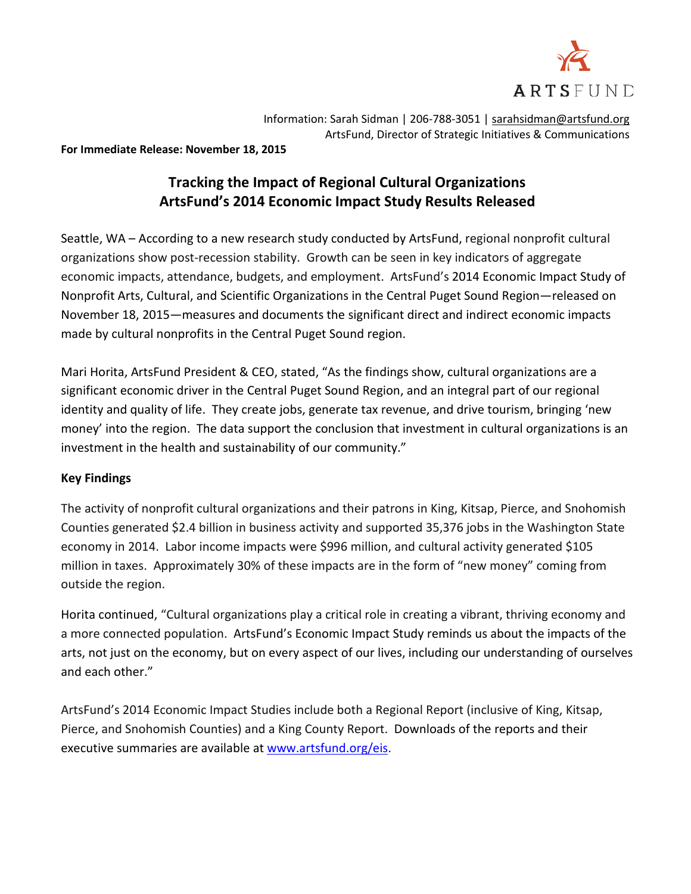ARTSFUND

Information: Sarah Sidman | 206-788-3051 | sarahsidman@artsfund.org
ArtsFund, Director of Strategic Initiatives & Communications

**For Immediate Release: November 18, 2015**

# Tracking the Impact of Regional Cultural Organizations
## ArtsFund's 2014 Economic Impact Study Results Released

Seattle, WA – According to a new research study conducted by ArtsFund, regional nonprofit cultural organizations show post-recession stability. Growth can be seen in key indicators of aggregate economic impacts, attendance, budgets, and employment. ArtsFund's 2014 Economic Impact Study of Nonprofit Arts, Cultural, and Scientific Organizations in the Central Puget Sound Region—released on November 18, 2015—measures and documents the significant direct and indirect economic impacts made by cultural nonprofits in the Central Puget Sound region.

Mari Horita, ArtsFund President & CEO, stated, "As the findings show, cultural organizations are a significant economic driver in the Central Puget Sound Region, and an integral part of our regional identity and quality of life. They create jobs, generate tax revenue, and drive tourism, bringing 'new money' into the region. The data support the conclusion that investment in cultural organizations is an investment in the health and sustainability of our community."

**Key Findings**

The activity of nonprofit cultural organizations and their patrons in King, Kitsap, Pierce, and Snohomish Counties generated $2.4 billion in business activity and supported 35,376 jobs in the Washington State economy in 2014. Labor income impacts were $996 million, and cultural activity generated $105 million in taxes. Approximately 30% of these impacts are in the form of "new money" coming from outside the region.

Horita continued, "Cultural organizations play a critical role in creating a vibrant, thriving economy and a more connected population. ArtsFund's Economic Impact Study reminds us about the impacts of the arts, not just on the economy, but on every aspect of our lives, including our understanding of ourselves and each other."

ArtsFund's 2014 Economic Impact Studies include both a Regional Report (inclusive of King, Kitsap, Pierce, and Snohomish Counties) and a King County Report. Downloads of the reports and their executive summaries are available at www.artsfund.org/eis.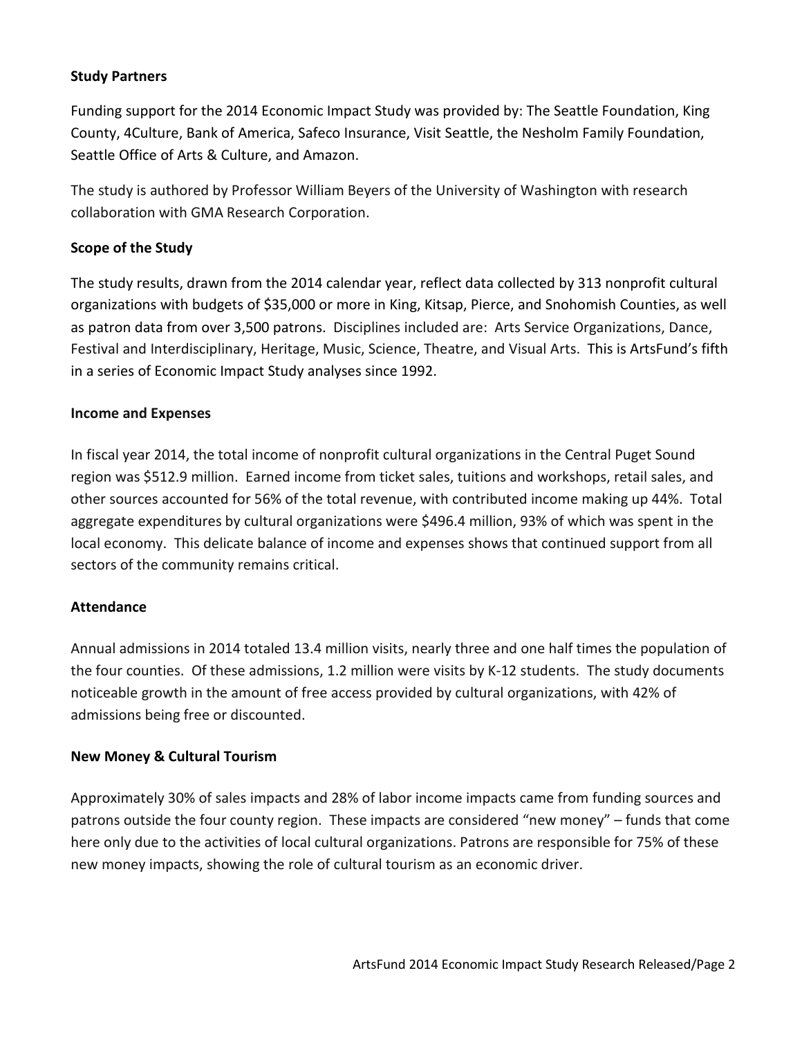**Study Partners**

Funding support for the 2014 Economic Impact Study was provided by: The Seattle Foundation, King County, 4Culture, Bank of America, Safeco Insurance, Visit Seattle, the Nesholm Family Foundation, Seattle Office of Arts & Culture, and Amazon.

The study is authored by Professor William Beyers of the University of Washington with research collaboration with GMA Research Corporation.

**Scope of the Study**

The study results, drawn from the 2014 calendar year, reflect data collected by 313 nonprofit cultural organizations with budgets of $35,000 or more in King, Kitsap, Pierce, and Snohomish Counties, as well as patron data from over 3,500 patrons. Disciplines included are: Arts Service Organizations, Dance, Festival and Interdisciplinary, Heritage, Music, Science, Theatre, and Visual Arts. This is ArtsFund's fifth in a series of Economic Impact Study analyses since 1992.

**Income and Expenses**

In fiscal year 2014, the total income of nonprofit cultural organizations in the Central Puget Sound region was $512.9 million. Earned income from ticket sales, tuitions and workshops, retail sales, and other sources accounted for 56% of the total revenue, with contributed income making up 44%. Total aggregate expenditures by cultural organizations were $496.4 million, 93% of which was spent in the local economy. This delicate balance of income and expenses shows that continued support from all sectors of the community remains critical.

**Attendance**

Annual admissions in 2014 totaled 13.4 million visits, nearly three and one half times the population of the four counties. Of these admissions, 1.2 million were visits by K-12 students. The study documents noticeable growth in the amount of free access provided by cultural organizations, with 42% of admissions being free or discounted.

**New Money & Cultural Tourism**

Approximately 30% of sales impacts and 28% of labor income impacts came from funding sources and patrons outside the four county region. These impacts are considered "new money" – funds that come here only due to the activities of local cultural organizations. Patrons are responsible for 75% of these new money impacts, showing the role of cultural tourism as an economic driver.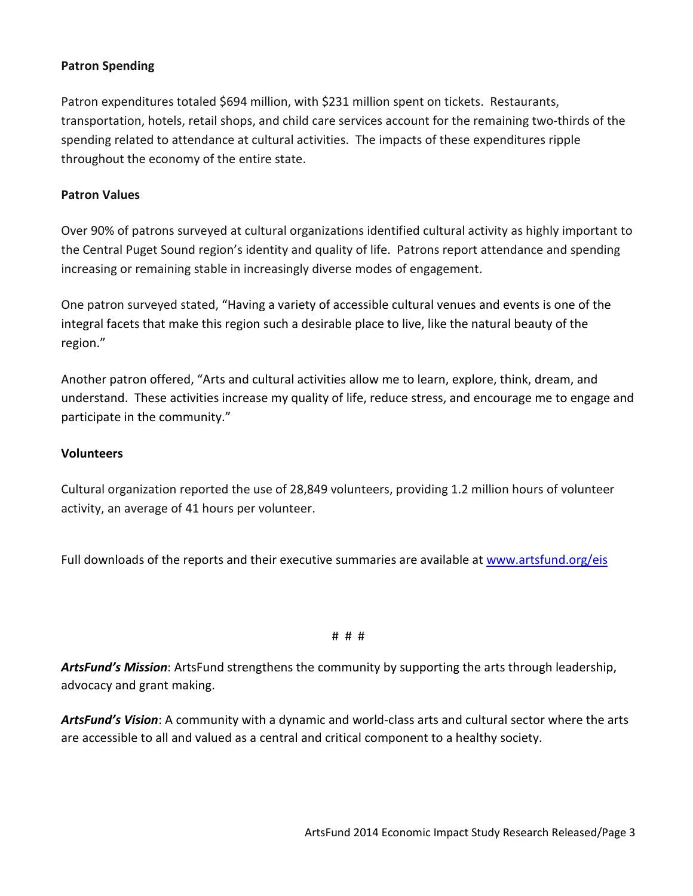**Patron Spending**

Patron expenditures totaled $694 million, with $231 million spent on tickets. Restaurants, transportation, hotels, retail shops, and child care services account for the remaining two-thirds of the spending related to attendance at cultural activities. The impacts of these expenditures ripple throughout the economy of the entire state.

**Patron Values**

Over 90% of patrons surveyed at cultural organizations identified cultural activity as highly important to the Central Puget Sound region's identity and quality of life. Patrons report attendance and spending increasing or remaining stable in increasingly diverse modes of engagement.

One patron surveyed stated, "Having a variety of accessible cultural venues and events is one of the integral facets that make this region such a desirable place to live, like the natural beauty of the region."

Another patron offered, "Arts and cultural activities allow me to learn, explore, think, dream, and understand. These activities increase my quality of life, reduce stress, and encourage me to engage and participate in the community."

**Volunteers**

Cultural organization reported the use of 28,849 volunteers, providing 1.2 million hours of volunteer activity, an average of 41 hours per volunteer.

Full downloads of the reports and their executive summaries are available at [www.artsfund.org/eis](http://www.artsfund.org/eis)

# # #

***ArtsFund's Mission***: ArtsFund strengthens the community by supporting the arts through leadership, advocacy and grant making.

***ArtsFund's Vision***: A community with a dynamic and world-class arts and cultural sector where the arts are accessible to all and valued as a central and critical component to a healthy society.